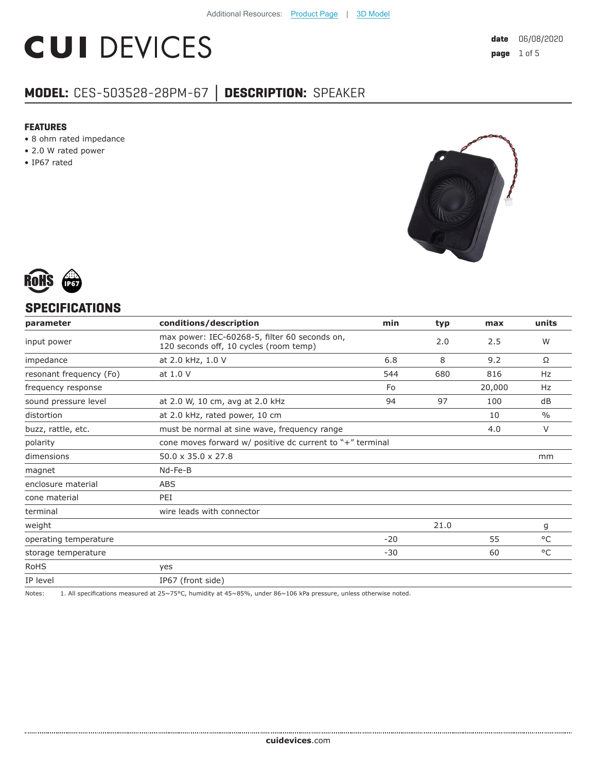Additional Resources: Product Page | 3D Model

# CUI DEVICES

**date** 06/08/2020

## MODEL: CES-503528-28PM-67 | DESCRIPTION: SPEAKER

### FEATURES

- 8 ohm rated impedance
- 2.0 W rated power
- IP67 rated

## SPECIFICATIONS

| parameter | conditions/description | min | typ | max | units |
|---|---|---|---|---|---|
| input power | max power: IEC-60268-5, filter 60 seconds on, 120 seconds off, 10 cycles (room temp) | | 2.0 | 2.5 | W |
| impedance | at 2.0 kHz, 1.0 V | 6.8 | 8 | 9.2 | Ω |
| resonant frequency (Fo) | at 1.0 V | 544 | 680 | 816 | Hz |
| frequency response | | Fo | | 20,000 | Hz |
| sound pressure level | at 2.0 W, 10 cm, avg at 2.0 kHz | 94 | 97 | 100 | dB |
| distortion | at 2.0 kHz, rated power, 10 cm | | | 10 | % |
| buzz, rattle, etc. | must be normal at sine wave, frequency range | | | 4.0 | V |
| polarity | cone moves forward w/ positive dc current to "+" terminal | | | | |
| dimensions | 50.0 x 35.0 x 27.8 | | | | mm |
| magnet | Nd-Fe-B | | | | |
| enclosure material | ABS | | | | |
| cone material | PEI | | | | |
| terminal | wire leads with connector | | | | |
| weight | | | 21.0 | | g |
| operating temperature | | -20 | | 55 | °C |
| storage temperature | | -30 | | 60 | °C |
| RoHS | yes | | | | |
| IP level | IP67 (front side) | | | | |

Notes: 1. All specifications measured at 25~75°C, humidity at 45~85%, under 86~106 kPa pressure, unless otherwise noted.

**cuidevices**.com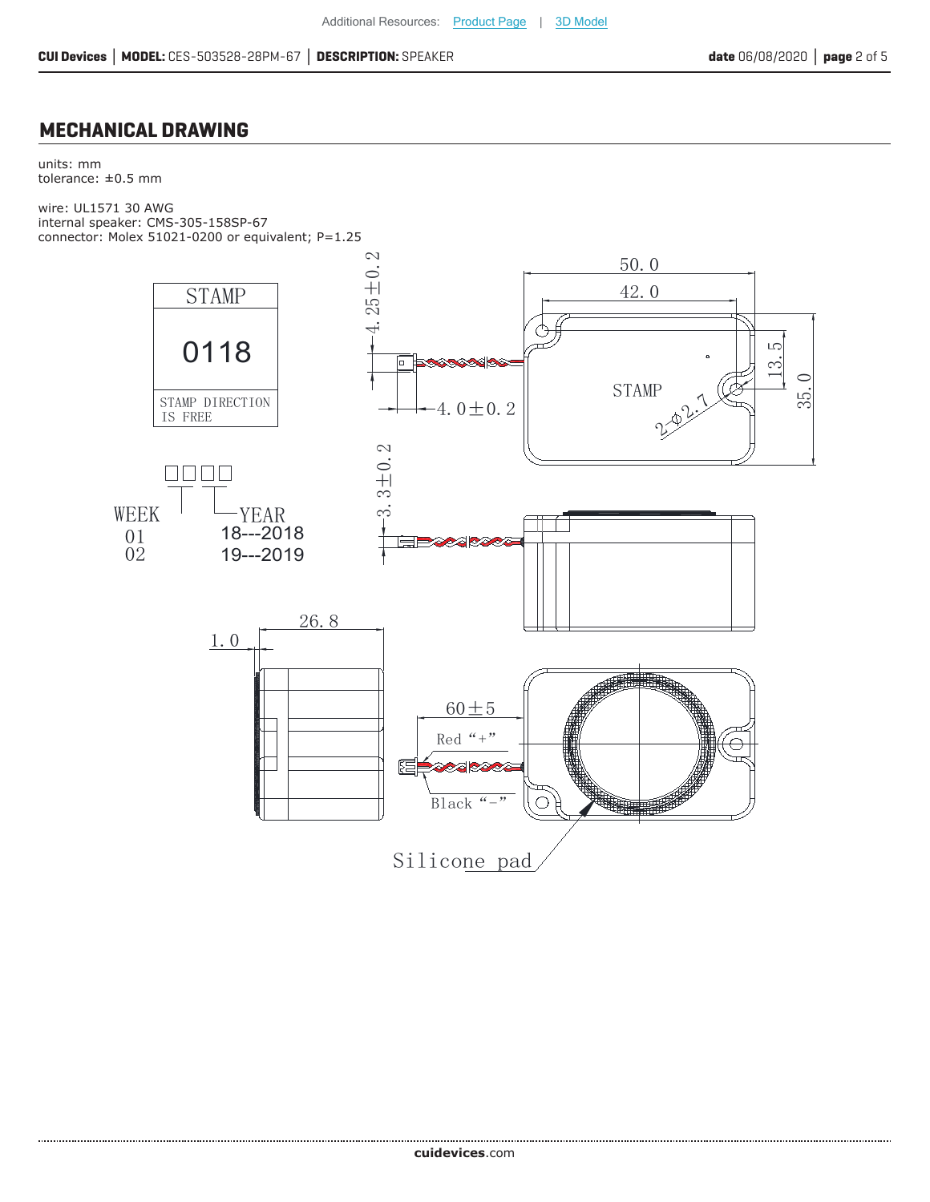## MECHANICAL DRAWING

units: mm
tolerance: ±0.5 mm

wire: UL1571 30 AWG
internal speaker: CMS-305-158SP-67
connector: Molex 51021-0200 or equivalent; P=1.25

STAMP

0118

STAMP DIRECTION IS FREE

WEEK
01
02

YEAR
18---2018
19---2019

4.25±0.2

4.0±0.2

3.3±0.2

50.0

42.0

13.5

35.0

STAMP

2-φ2.7

26.8

1.0

60±5

Red "+"

Black "–"

Silicone pad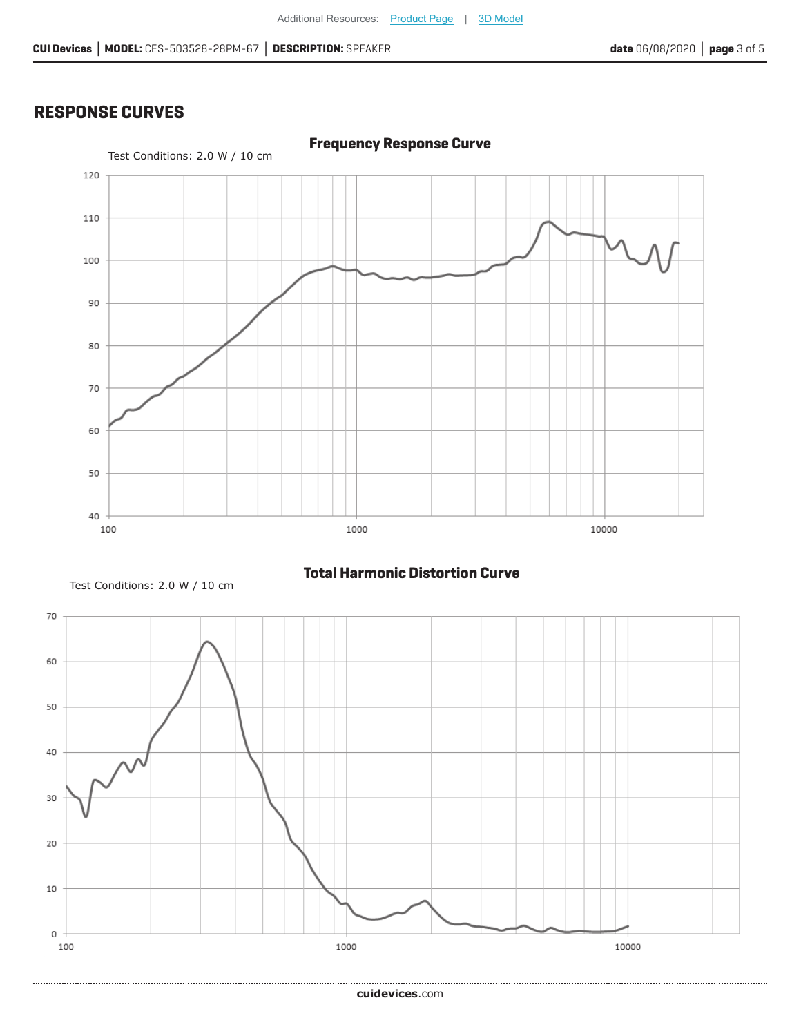## RESPONSE CURVES

### Frequency Response Curve

Test Conditions: 2.0 W / 10 cm

### Total Harmonic Distortion Curve

Test Conditions: 2.0 W / 10 cm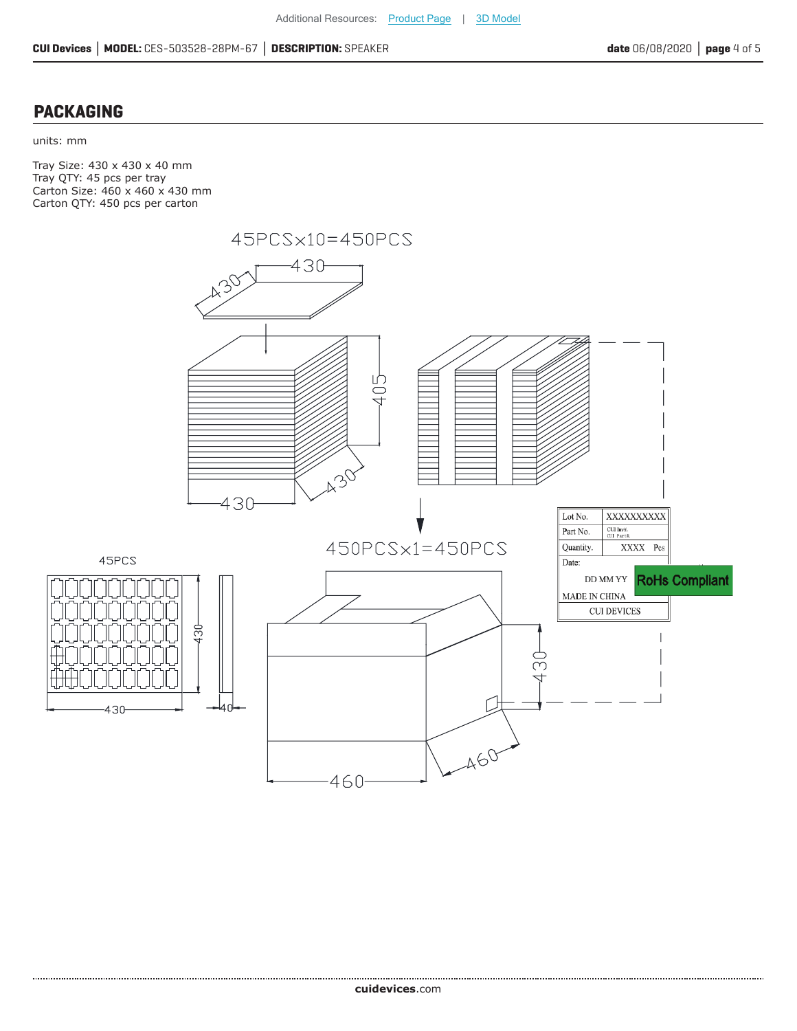## PACKAGING

units: mm

Tray Size: 430 x 430 x 40 mm
Tray QTY: 45 pcs per tray
Carton Size: 460 x 460 x 430 mm
Carton QTY: 450 pcs per carton

45PCS×10=450PCS

450PCS×1=450PCS

45PCS

| Lot No. | XXXXXXXXXX |
|---|---|
| Part No. | CUI Inv#. CUI Part#. |
| Quantity. | XXXX Pcs |
| Date: | |
| DD MM YY | RoHs Compliant |
| MADE IN CHINA | |
| CUI DEVICES | |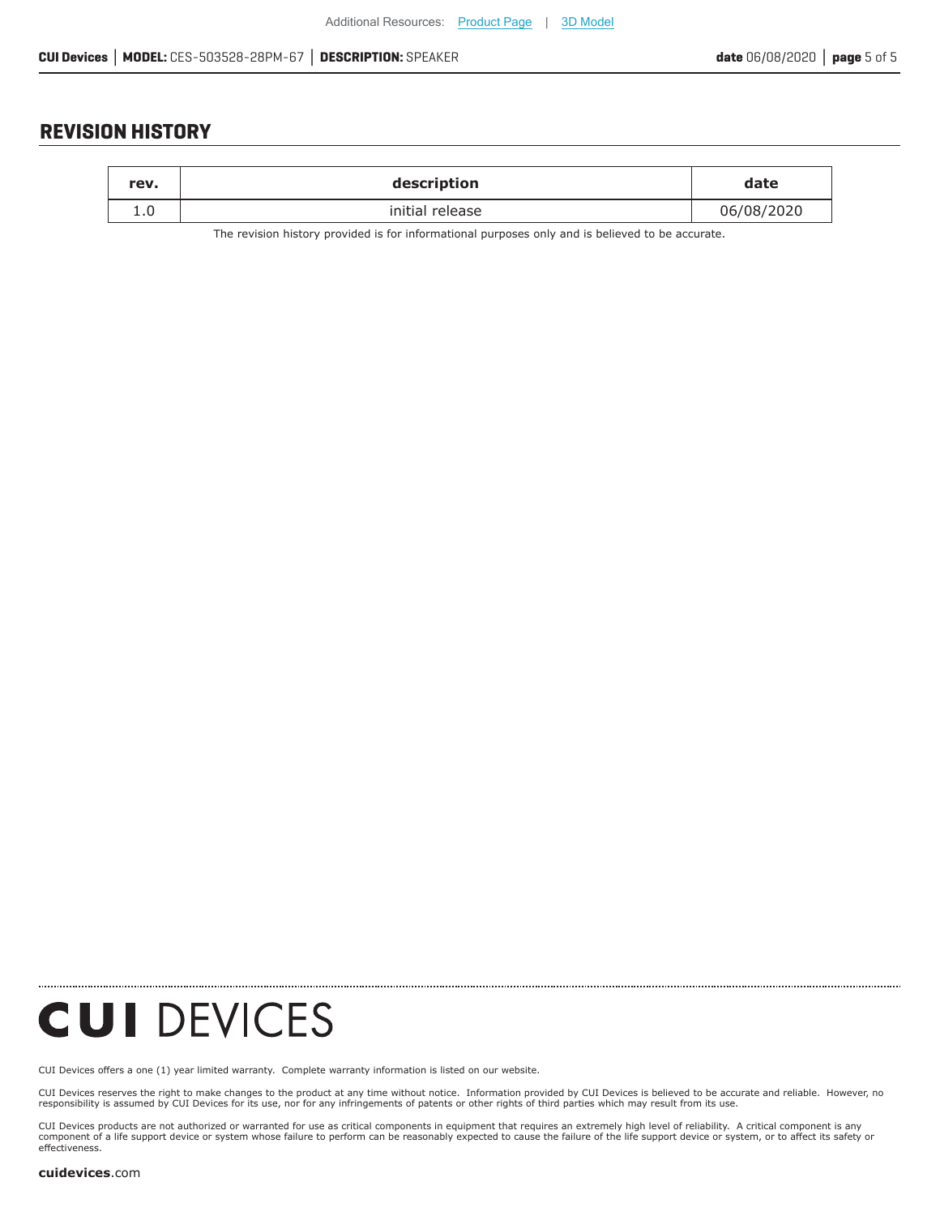## REVISION HISTORY

| rev. | description | date |
| --- | --- | --- |
| 1.0 | initial release | 06/08/2020 |

The revision history provided is for informational purposes only and is believed to be accurate.

CUI DEVICES

CUI Devices offers a one (1) year limited warranty. Complete warranty information is listed on our website.

CUI Devices reserves the right to make changes to the product at any time without notice. Information provided by CUI Devices is believed to be accurate and reliable. However, no responsibility is assumed by CUI Devices for its use, nor for any infringements of patents or other rights of third parties which may result from its use.

CUI Devices products are not authorized or warranted for use as critical components in equipment that requires an extremely high level of reliability. A critical component is any component of a life support device or system whose failure to perform can be reasonably expected to cause the failure of the life support device or system, or to affect its safety or effectiveness.

**cuidevices**.com